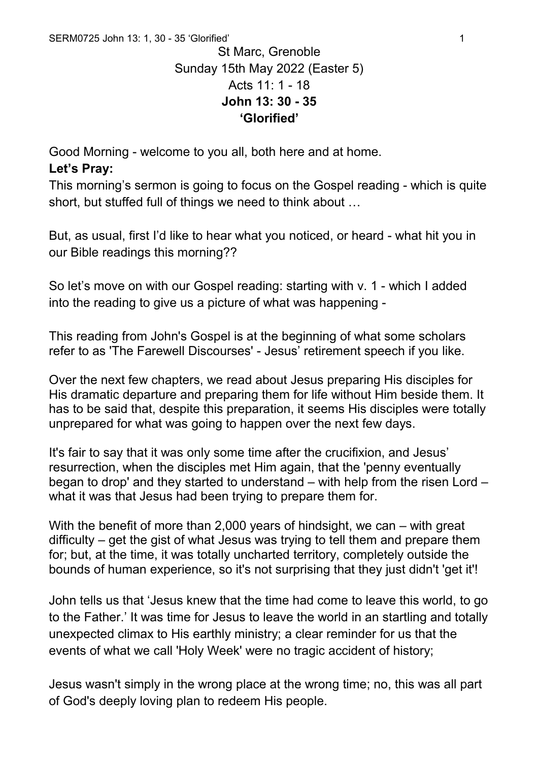St Marc, Grenoble
Sunday 15th May 2022 (Easter 5)
Acts 11: 1 - 18
**John 13: 30 - 35**
**'Glorified'**

Good Morning - welcome to you all, both here and at home.

**Let's Pray:**

This morning's sermon is going to focus on the Gospel reading - which is quite short, but stuffed full of things we need to think about …

But, as usual, first I'd like to hear what you noticed, or heard - what hit you in our Bible readings this morning??

So let's move on with our Gospel reading: starting with v. 1 - which I added into the reading to give us a picture of what was happening -

This reading from John's Gospel is at the beginning of what some scholars refer to as 'The Farewell Discourses' - Jesus' retirement speech if you like.

Over the next few chapters, we read about Jesus preparing His disciples for His dramatic departure and preparing them for life without Him beside them. It has to be said that, despite this preparation, it seems His disciples were totally unprepared for what was going to happen over the next few days.

It's fair to say that it was only some time after the crucifixion, and Jesus' resurrection, when the disciples met Him again, that the 'penny eventually began to drop' and they started to understand – with help from the risen Lord – what it was that Jesus had been trying to prepare them for.

With the benefit of more than 2,000 years of hindsight, we can – with great difficulty – get the gist of what Jesus was trying to tell them and prepare them for; but, at the time, it was totally uncharted territory, completely outside the bounds of human experience, so it's not surprising that they just didn't 'get it'!

John tells us that 'Jesus knew that the time had come to leave this world, to go to the Father.' It was time for Jesus to leave the world in an startling and totally unexpected climax to His earthly ministry; a clear reminder for us that the events of what we call 'Holy Week' were no tragic accident of history;

Jesus wasn't simply in the wrong place at the wrong time; no, this was all part of God's deeply loving plan to redeem His people.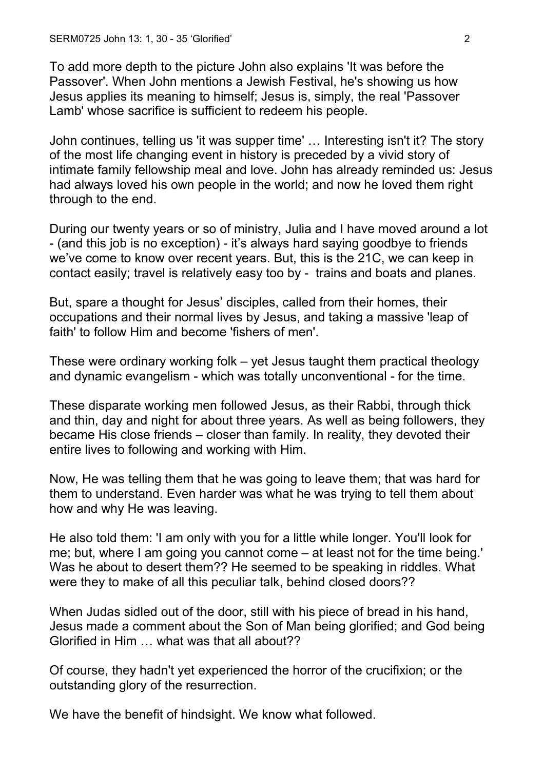To add more depth to the picture John also explains 'It was before the Passover'. When John mentions a Jewish Festival, he's showing us how Jesus applies its meaning to himself; Jesus is, simply, the real 'Passover Lamb' whose sacrifice is sufficient to redeem his people.

John continues, telling us 'it was supper time' … Interesting isn't it? The story of the most life changing event in history is preceded by a vivid story of intimate family fellowship meal and love. John has already reminded us: Jesus had always loved his own people in the world; and now he loved them right through to the end.

During our twenty years or so of ministry, Julia and I have moved around a lot - (and this job is no exception) - it's always hard saying goodbye to friends we've come to know over recent years. But, this is the 21C, we can keep in contact easily; travel is relatively easy too by -  trains and boats and planes.

But, spare a thought for Jesus' disciples, called from their homes, their occupations and their normal lives by Jesus, and taking a massive 'leap of faith' to follow Him and become 'fishers of men'.

These were ordinary working folk – yet Jesus taught them practical theology and dynamic evangelism - which was totally unconventional - for the time.

These disparate working men followed Jesus, as their Rabbi, through thick and thin, day and night for about three years. As well as being followers, they became His close friends – closer than family. In reality, they devoted their entire lives to following and working with Him.

Now, He was telling them that he was going to leave them; that was hard for them to understand. Even harder was what he was trying to tell them about how and why He was leaving.

He also told them: 'I am only with you for a little while longer. You'll look for me; but, where I am going you cannot come – at least not for the time being.' Was he about to desert them?? He seemed to be speaking in riddles. What were they to make of all this peculiar talk, behind closed doors??

When Judas sidled out of the door, still with his piece of bread in his hand, Jesus made a comment about the Son of Man being glorified; and God being Glorified in Him … what was that all about??

Of course, they hadn't yet experienced the horror of the crucifixion; or the outstanding glory of the resurrection.

We have the benefit of hindsight. We know what followed.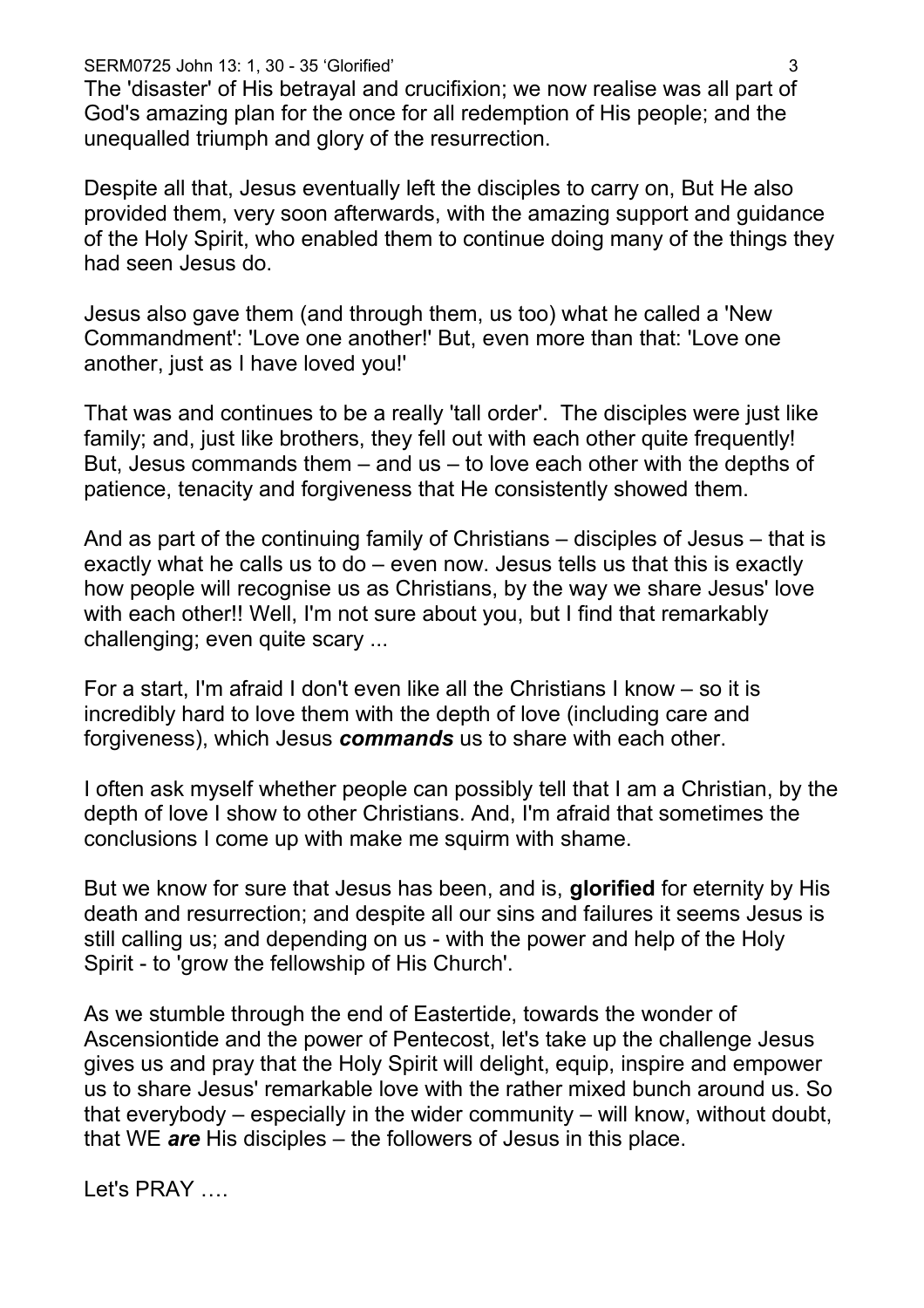The 'disaster' of His betrayal and crucifixion; we now realise was all part of God's amazing plan for the once for all redemption of His people; and the unequalled triumph and glory of the resurrection.

Despite all that, Jesus eventually left the disciples to carry on, But He also provided them, very soon afterwards, with the amazing support and guidance of the Holy Spirit, who enabled them to continue doing many of the things they had seen Jesus do.

Jesus also gave them (and through them, us too) what he called a 'New Commandment': 'Love one another!' But, even more than that: 'Love one another, just as I have loved you!'

That was and continues to be a really 'tall order'. The disciples were just like family; and, just like brothers, they fell out with each other quite frequently! But, Jesus commands them – and us – to love each other with the depths of patience, tenacity and forgiveness that He consistently showed them.

And as part of the continuing family of Christians – disciples of Jesus – that is exactly what he calls us to do – even now. Jesus tells us that this is exactly how people will recognise us as Christians, by the way we share Jesus' love with each other!! Well, I'm not sure about you, but I find that remarkably challenging; even quite scary ...

For a start, I'm afraid I don't even like all the Christians I know – so it is incredibly hard to love them with the depth of love (including care and forgiveness), which Jesus ***commands*** us to share with each other.

I often ask myself whether people can possibly tell that I am a Christian, by the depth of love I show to other Christians. And, I'm afraid that sometimes the conclusions I come up with make me squirm with shame.

But we know for sure that Jesus has been, and is, **glorified** for eternity by His death and resurrection; and despite all our sins and failures it seems Jesus is still calling us; and depending on us - with the power and help of the Holy Spirit - to 'grow the fellowship of His Church'.

As we stumble through the end of Eastertide, towards the wonder of Ascensiontide and the power of Pentecost, let's take up the challenge Jesus gives us and pray that the Holy Spirit will delight, equip, inspire and empower us to share Jesus' remarkable love with the rather mixed bunch around us. So that everybody – especially in the wider community – will know, without doubt, that WE ***are*** His disciples – the followers of Jesus in this place.

Let's PRAY ….